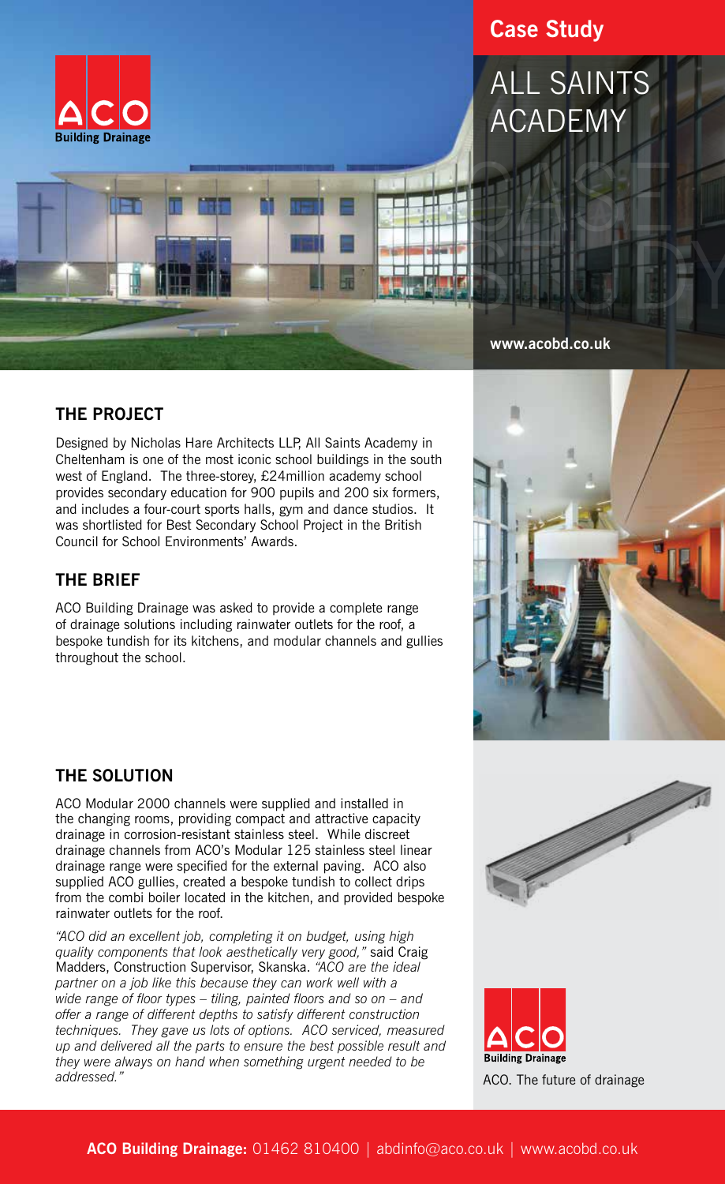# Case Study

# ALL SAINTS ACADEMY

www.acobd.co.uk

## THE PROJECT

Designed by Nicholas Hare Architects LLP, All Saints Academy in Cheltenham is one of the most iconic school buildings in the south west of England. The three-storey, £24million academy school provides secondary education for 900 pupils and 200 six formers, and includes a four-court sports halls, gym and dance studios. It was shortlisted for Best Secondary School Project in the British Council for School Environments' Awards.

## THE BRIEF

ACO Building Drainage was asked to provide a complete range of drainage solutions including rainwater outlets for the roof, a bespoke tundish for its kitchens, and modular channels and gullies throughout the school.

## THE SOLUTION

ACO Modular 2000 channels were supplied and installed in the changing rooms, providing compact and attractive capacity drainage in corrosion-resistant stainless steel. While discreet drainage channels from ACO's Modular 125 stainless steel linear drainage range were specified for the external paving. ACO also supplied ACO gullies, created a bespoke tundish to collect drips from the combi boiler located in the kitchen, and provided bespoke rainwater outlets for the roof.

*"ACO did an excellent job, completing it on budget, using high quality components that look aesthetically very good,"* said Craig Madders, Construction Supervisor, Skanska. *"ACO are the ideal partner on a job like this because they can work well with a wide range of floor types – tiling, painted floors and so on – and offer a range of different depths to satisfy different construction techniques. They gave us lots of options. ACO serviced, measured up and delivered all the parts to ensure the best possible result and they were always on hand when something urgent needed to be addressed."*

ACO. The future of drainage

**ACO Building Drainage:** 01462 810400 | abdinfo@aco.co.uk | www.acobd.co.uk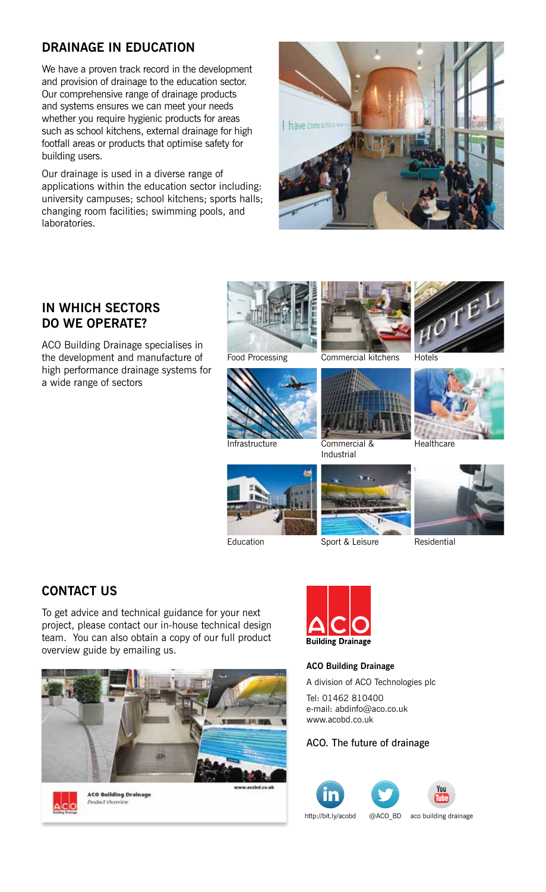## DRAINAGE IN EDUCATION

We have a proven track record in the development and provision of drainage to the education sector. Our comprehensive range of drainage products and systems ensures we can meet your needs whether you require hygienic products for areas such as school kitchens, external drainage for high footfall areas or products that optimise safety for building users.

Our drainage is used in a diverse range of applications within the education sector including: university campuses; school kitchens; sports halls; changing room facilities; swimming pools, and laboratories.

## IN WHICH SECTORS DO WE OPERATE?

ACO Building Drainage specialises in the development and manufacture of high performance drainage systems for a wide range of sectors

Food Processing

Commercial kitchens

Hotels

Infrastructure

Commercial & Industrial

Healthcare

Education

Sport & Leisure

Residential

## CONTACT US

To get advice and technical guidance for your next project, please contact our in-house technical design team. You can also obtain a copy of our full product overview guide by emailing us.

**ACO Building Drainage**

A division of ACO Technologies plc

Tel: 01462 810400
e-mail: abdinfo@aco.co.uk
www.acobd.co.uk

ACO. The future of drainage

http://bit.ly/acobd

@ACO_BD

aco building drainage